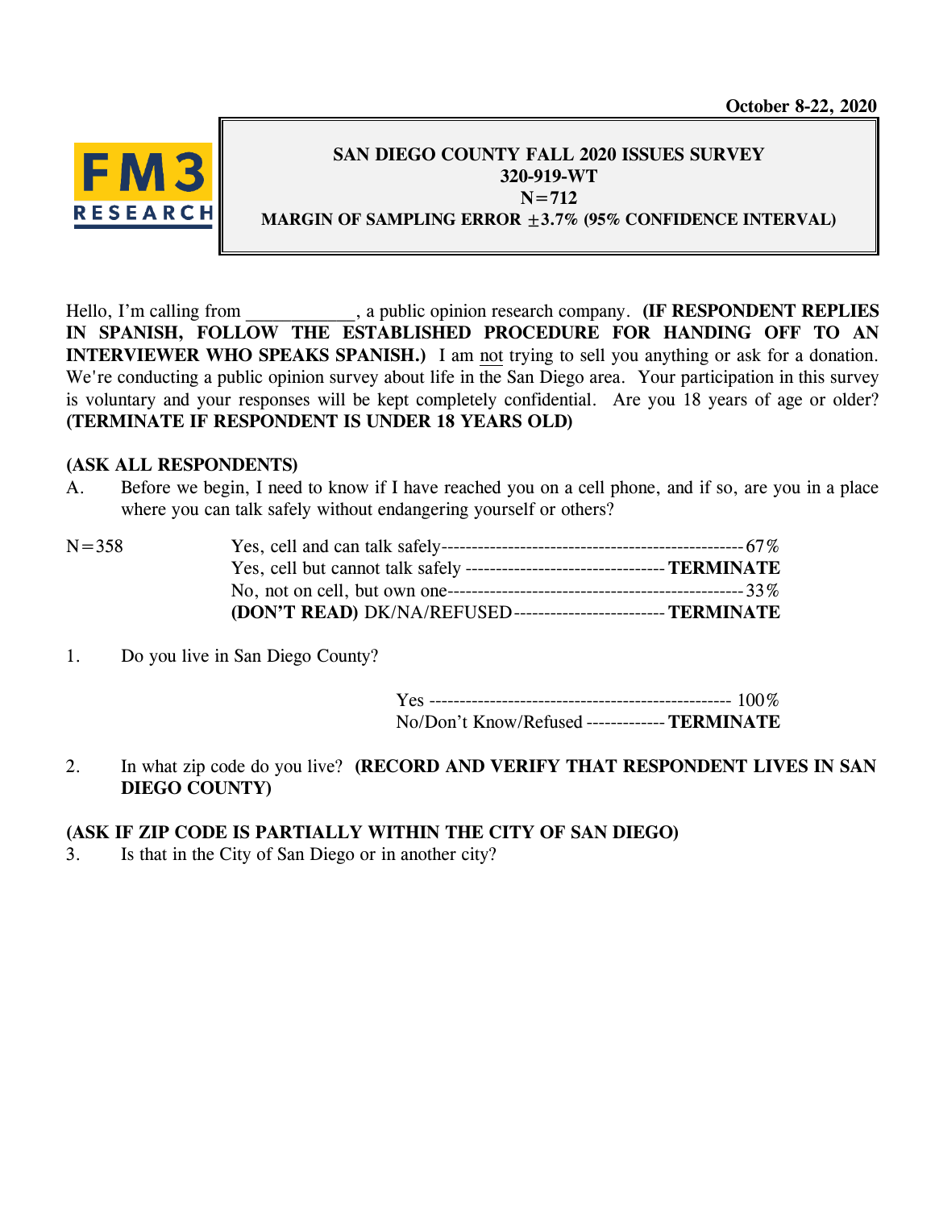October 8-22, 2020

**SAN DIEGO COUNTY FALL 2020 ISSUES SURVEY**
**320-919-WT**
**N=712**
**MARGIN OF SAMPLING ERROR ±3.7% (95% CONFIDENCE INTERVAL)**

Hello, I'm calling from ____________, a public opinion research company. **(IF RESPONDENT REPLIES IN SPANISH, FOLLOW THE ESTABLISHED PROCEDURE FOR HANDING OFF TO AN INTERVIEWER WHO SPEAKS SPANISH.)** I am not trying to sell you anything or ask for a donation. We're conducting a public opinion survey about life in the San Diego area. Your participation in this survey is voluntary and your responses will be kept completely confidential. Are you 18 years of age or older? **(TERMINATE IF RESPONDENT IS UNDER 18 YEARS OLD)**

**(ASK ALL RESPONDENTS)**

A. Before we begin, I need to know if I have reached you on a cell phone, and if so, are you in a place where you can talk safely without endangering yourself or others?

| N=358 | | |
|---|---|---|
| | Yes, cell and can talk safely | 67% |
| | Yes, cell but cannot talk safely | **TERMINATE** |
| | No, not on cell, but own one | 33% |
| | **(DON'T READ)** DK/NA/REFUSED | **TERMINATE** |

1. Do you live in San Diego County?

| | |
|---|---|
| Yes | 100% |
| No/Don't Know/Refused | **TERMINATE** |

2. In what zip code do you live? **(RECORD AND VERIFY THAT RESPONDENT LIVES IN SAN DIEGO COUNTY)**

**(ASK IF ZIP CODE IS PARTIALLY WITHIN THE CITY OF SAN DIEGO)**

3. Is that in the City of San Diego or in another city?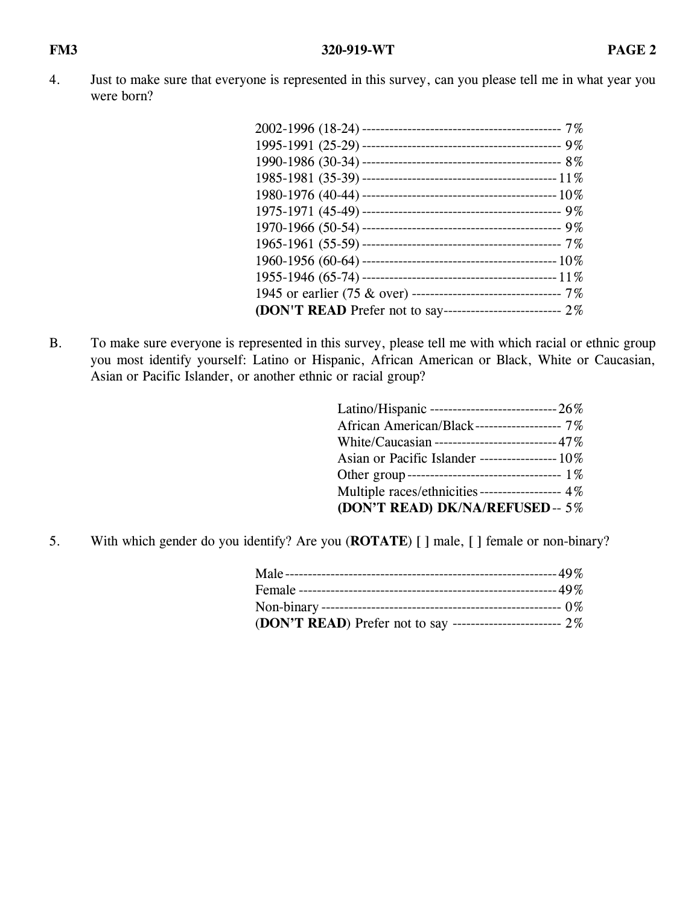4. Just to make sure that everyone is represented in this survey, can you please tell me in what year you were born?

| | |
|---|---|
| 2002-1996 (18-24) | 7% |
| 1995-1991 (25-29) | 9% |
| 1990-1986 (30-34) | 8% |
| 1985-1981 (35-39) | 11% |
| 1980-1976 (40-44) | 10% |
| 1975-1971 (45-49) | 9% |
| 1970-1966 (50-54) | 9% |
| 1965-1961 (55-59) | 7% |
| 1960-1956 (60-64) | 10% |
| 1955-1946 (65-74) | 11% |
| 1945 or earlier (75 & over) | 7% |
| **(DON'T READ** Prefer not to say | 2% |

B. To make sure everyone is represented in this survey, please tell me with which racial or ethnic group you most identify yourself: Latino or Hispanic, African American or Black, White or Caucasian, Asian or Pacific Islander, or another ethnic or racial group?

| | |
|---|---|
| Latino/Hispanic | 26% |
| African American/Black | 7% |
| White/Caucasian | 47% |
| Asian or Pacific Islander | 10% |
| Other group | 1% |
| Multiple races/ethnicities | 4% |
| **(DON'T READ) DK/NA/REFUSED** | 5% |

5. With which gender do you identify? Are you (**ROTATE**) **[ ]** male, **[ ]** female or non-binary?

| | |
|---|---|
| Male | 49% |
| Female | 49% |
| Non-binary | 0% |
| (**DON'T READ**) Prefer not to say | 2% |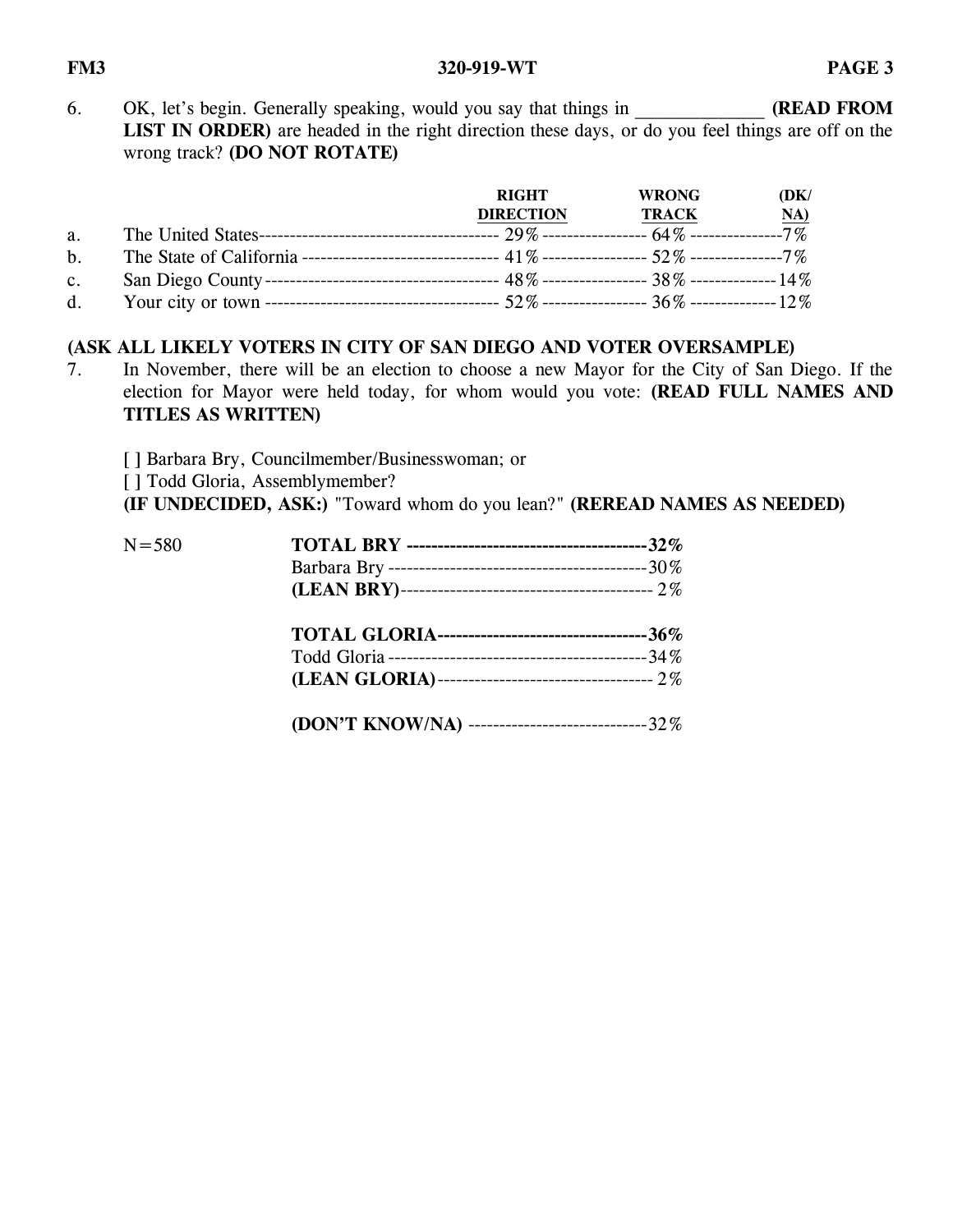6. OK, let's begin. Generally speaking, would you say that things in ______________ **(READ FROM LIST IN ORDER)** are headed in the right direction these days, or do you feel things are off on the wrong track? **(DO NOT ROTATE)**

| | | RIGHT DIRECTION | WRONG TRACK | (DK/ NA) |
|---|---|---|---|---|
| a. | The United States | 29% | 64% | 7% |
| b. | The State of California | 41% | 52% | 7% |
| c. | San Diego County | 48% | 38% | 14% |
| d. | Your city or town | 52% | 36% | 12% |

**(ASK ALL LIKELY VOTERS IN CITY OF SAN DIEGO AND VOTER OVERSAMPLE)**

7. In November, there will be an election to choose a new Mayor for the City of San Diego. If the election for Mayor were held today, for whom would you vote: **(READ FULL NAMES AND TITLES AS WRITTEN)**

   [ ] Barbara Bry, Councilmember/Businesswoman; or
   [ ] Todd Gloria, Assemblymember?
   **(IF UNDECIDED, ASK:)** "Toward whom do you lean?" **(REREAD NAMES AS NEEDED)**

N=580

| | |
|---|---|
| **TOTAL BRY** | **32%** |
| Barbara Bry | 30% |
| **(LEAN BRY)** | 2% |
| | |
| **TOTAL GLORIA** | **36%** |
| Todd Gloria | 34% |
| **(LEAN GLORIA)** | 2% |
| | |
| **(DON'T KNOW/NA)** | 32% |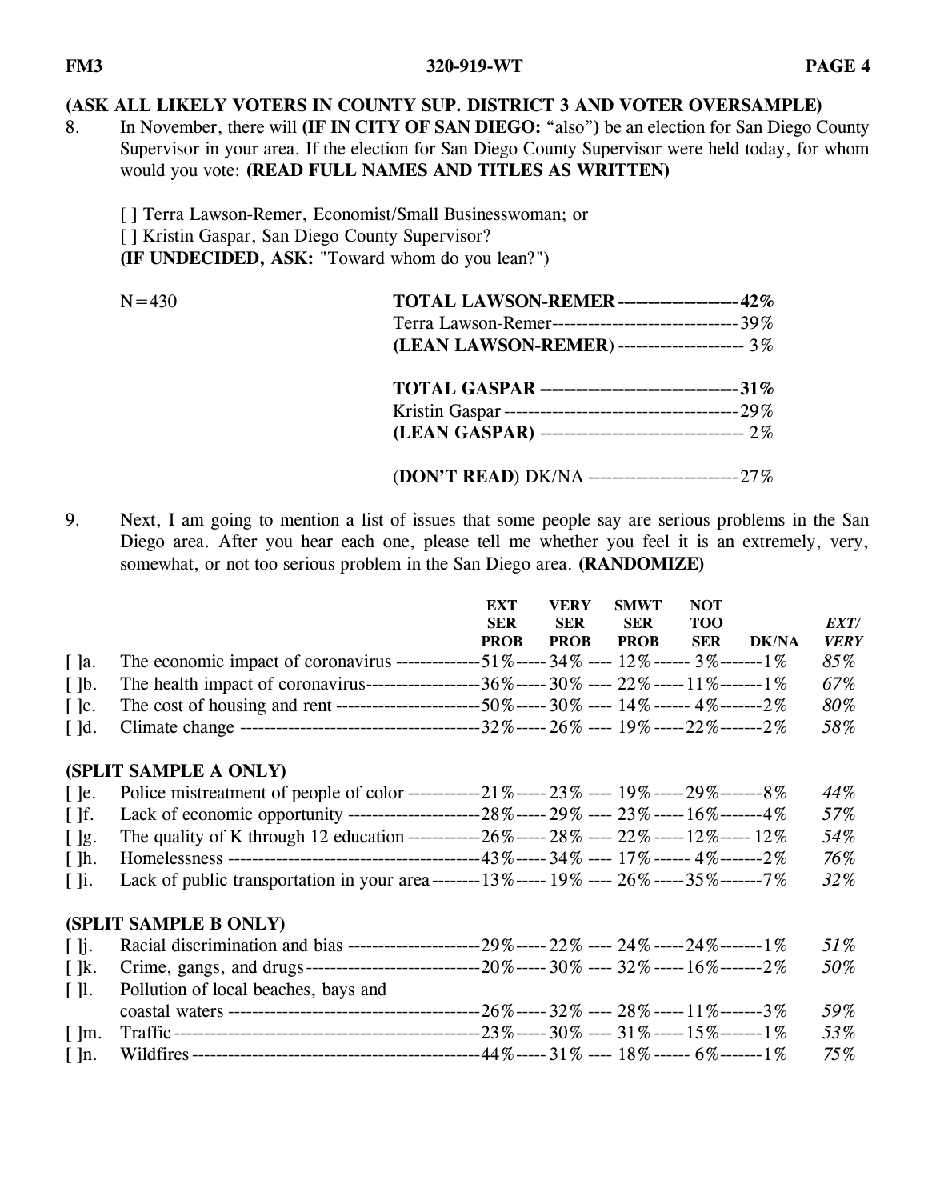**(ASK ALL LIKELY VOTERS IN COUNTY SUP. DISTRICT 3 AND VOTER OVERSAMPLE)**

8. In November, there will **(IF IN CITY OF SAN DIEGO:** "also"**)** be an election for San Diego County Supervisor in your area. If the election for San Diego County Supervisor were held today, for whom would you vote: **(READ FULL NAMES AND TITLES AS WRITTEN)**

   [ ] Terra Lawson-Remer, Economist/Small Businesswoman; or
   [ ] Kristin Gaspar, San Diego County Supervisor?
   **(IF UNDECIDED, ASK:** "Toward whom do you lean?")

N=430

| | |
|---|---|
| **TOTAL LAWSON-REMER** | **42%** |
| Terra Lawson-Remer | 39% |
| **(LEAN LAWSON-REMER)** | 3% |
| **TOTAL GASPAR** | **31%** |
| Kristin Gaspar | 29% |
| **(LEAN GASPAR)** | 2% |
| (**DON'T READ**) DK/NA | 27% |

9. Next, I am going to mention a list of issues that some people say are serious problems in the San Diego area. After you hear each one, please tell me whether you feel it is an extremely, very, somewhat, or not too serious problem in the San Diego area. **(RANDOMIZE)**

| | | EXT SER PROB | VERY SER PROB | SMWT SER PROB | NOT TOO SER | DK/NA | *EXT/ VERY* |
|---|---|---|---|---|---|---|---|
| [ ]a. | The economic impact of coronavirus | 51% | 34% | 12% | 3% | 1% | *85%* |
| [ ]b. | The health impact of coronavirus | 36% | 30% | 22% | 11% | 1% | *67%* |
| [ ]c. | The cost of housing and rent | 50% | 30% | 14% | 4% | 2% | *80%* |
| [ ]d. | Climate change | 32% | 26% | 19% | 22% | 2% | *58%* |
| | **(SPLIT SAMPLE A ONLY)** | | | | | | |
| [ ]e. | Police mistreatment of people of color | 21% | 23% | 19% | 29% | 8% | *44%* |
| [ ]f. | Lack of economic opportunity | 28% | 29% | 23% | 16% | 4% | *57%* |
| [ ]g. | The quality of K through 12 education | 26% | 28% | 22% | 12% | 12% | *54%* |
| [ ]h. | Homelessness | 43% | 34% | 17% | 4% | 2% | *76%* |
| [ ]i. | Lack of public transportation in your area | 13% | 19% | 26% | 35% | 7% | *32%* |
| | **(SPLIT SAMPLE B ONLY)** | | | | | | |
| [ ]j. | Racial discrimination and bias | 29% | 22% | 24% | 24% | 1% | *51%* |
| [ ]k. | Crime, gangs, and drugs | 20% | 30% | 32% | 16% | 2% | *50%* |
| [ ]l. | Pollution of local beaches, bays and coastal waters | 26% | 32% | 28% | 11% | 3% | *59%* |
| [ ]m. | Traffic | 23% | 30% | 31% | 15% | 1% | *53%* |
| [ ]n. | Wildfires | 44% | 31% | 18% | 6% | 1% | *75%* |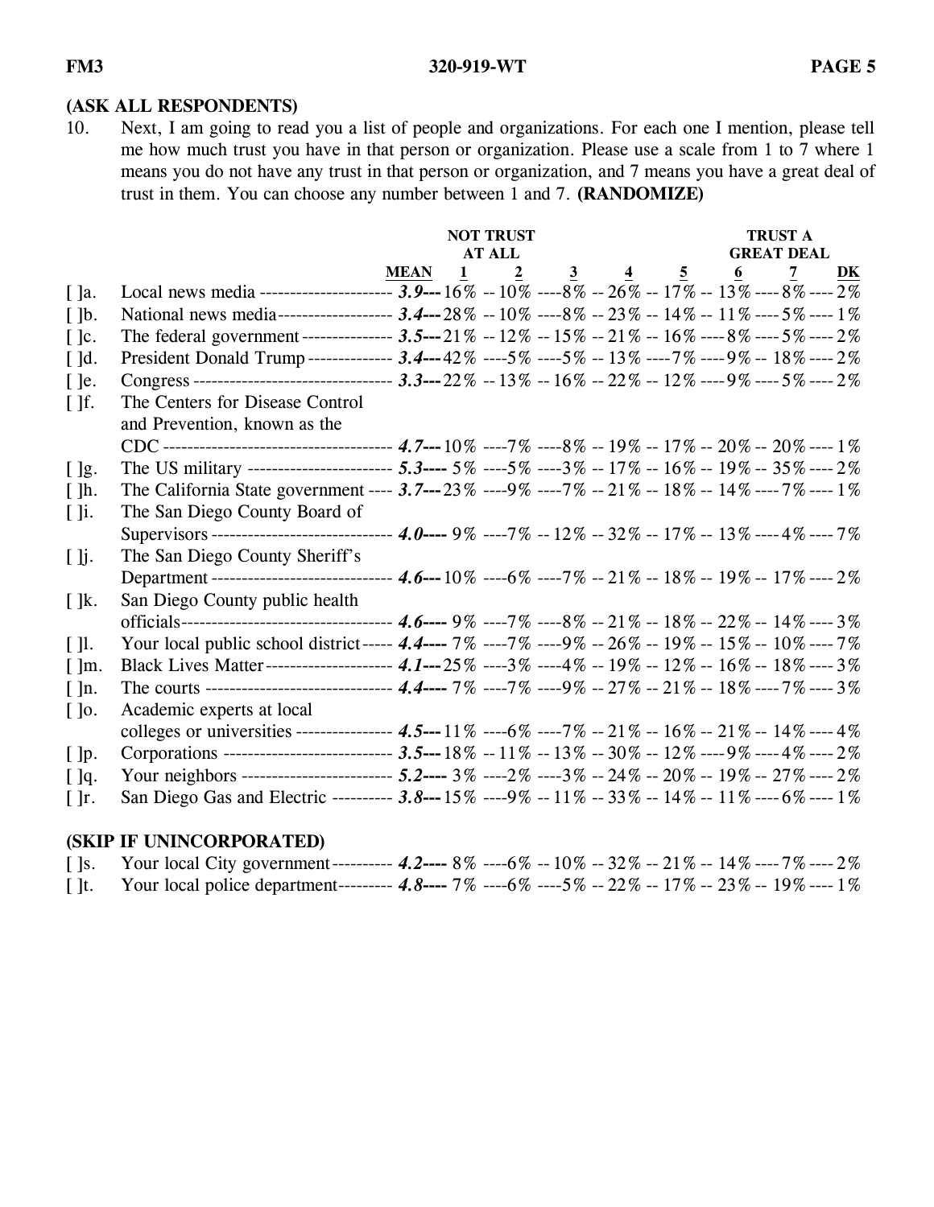**(ASK ALL RESPONDENTS)**

10. Next, I am going to read you a list of people and organizations. For each one I mention, please tell me how much trust you have in that person or organization. Please use a scale from 1 to 7 where 1 means you do not have any trust in that person or organization, and 7 means you have a great deal of trust in them. You can choose any number between 1 and 7. **(RANDOMIZE)**

| | | MEAN | 1 NOT TRUST AT ALL | 2 | 3 | 4 | 5 | 6 | 7 TRUST A GREAT DEAL | DK |
|---|---|---|---|---|---|---|---|---|---|---|
| [ ]a. | Local news media | ***3.9*** | 16% | 10% | 8% | 26% | 17% | 13% | 8% | 2% |
| [ ]b. | National news media | ***3.4*** | 28% | 10% | 8% | 23% | 14% | 11% | 5% | 1% |
| [ ]c. | The federal government | ***3.5*** | 21% | 12% | 15% | 21% | 16% | 8% | 5% | 2% |
| [ ]d. | President Donald Trump | ***3.4*** | 42% | 5% | 5% | 13% | 7% | 9% | 18% | 2% |
| [ ]e. | Congress | ***3.3*** | 22% | 13% | 16% | 22% | 12% | 9% | 5% | 2% |
| [ ]f. | The Centers for Disease Control and Prevention, known as the CDC | ***4.7*** | 10% | 7% | 8% | 19% | 17% | 20% | 20% | 1% |
| [ ]g. | The US military | ***5.3*** | 5% | 5% | 3% | 17% | 16% | 19% | 35% | 2% |
| [ ]h. | The California State government | ***3.7*** | 23% | 9% | 7% | 21% | 18% | 14% | 7% | 1% |
| [ ]i. | The San Diego County Board of Supervisors | ***4.0*** | 9% | 7% | 12% | 32% | 17% | 13% | 4% | 7% |
| [ ]j. | The San Diego County Sheriff's Department | ***4.6*** | 10% | 6% | 7% | 21% | 18% | 19% | 17% | 2% |
| [ ]k. | San Diego County public health officials | ***4.6*** | 9% | 7% | 8% | 21% | 18% | 22% | 14% | 3% |
| [ ]l. | Your local public school district | ***4.4*** | 7% | 7% | 9% | 26% | 19% | 15% | 10% | 7% |
| [ ]m. | Black Lives Matter | ***4.1*** | 25% | 3% | 4% | 19% | 12% | 16% | 18% | 3% |
| [ ]n. | The courts | ***4.4*** | 7% | 7% | 9% | 27% | 21% | 18% | 7% | 3% |
| [ ]o. | Academic experts at local colleges or universities | ***4.5*** | 11% | 6% | 7% | 21% | 16% | 21% | 14% | 4% |
| [ ]p. | Corporations | ***3.5*** | 18% | 11% | 13% | 30% | 12% | 9% | 4% | 2% |
| [ ]q. | Your neighbors | ***5.2*** | 3% | 2% | 3% | 24% | 20% | 19% | 27% | 2% |
| [ ]r. | San Diego Gas and Electric | ***3.8*** | 15% | 9% | 11% | 33% | 14% | 11% | 6% | 1% |

**(SKIP IF UNINCORPORATED)**

| | | MEAN | 1 | 2 | 3 | 4 | 5 | 6 | 7 | DK |
|---|---|---|---|---|---|---|---|---|---|---|
| [ ]s. | Your local City government | ***4.2*** | 8% | 6% | 10% | 32% | 21% | 14% | 7% | 2% |
| [ ]t. | Your local police department | ***4.8*** | 7% | 6% | 5% | 22% | 17% | 23% | 19% | 1% |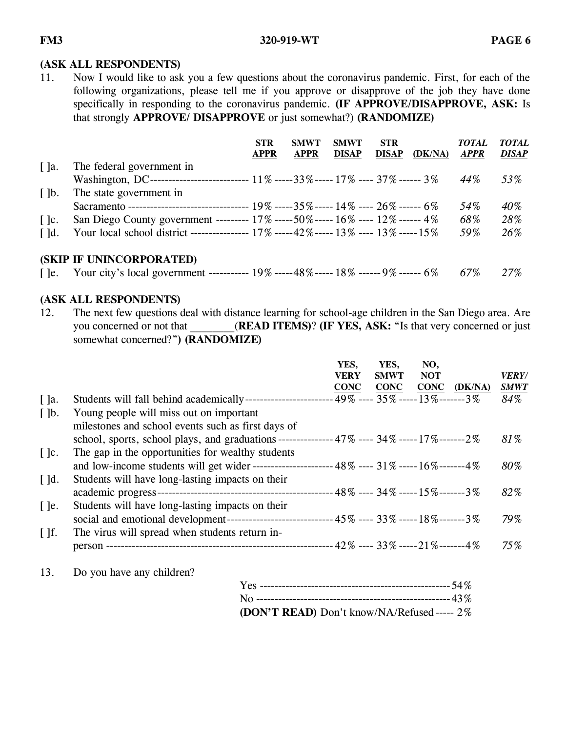**(ASK ALL RESPONDENTS)**

11. Now I would like to ask you a few questions about the coronavirus pandemic. First, for each of the following organizations, please tell me if you approve or disapprove of the job they have done specifically in responding to the coronavirus pandemic. **(IF APPROVE/DISAPPROVE, ASK:** Is that strongly **APPROVE/ DISAPPROVE** or just somewhat?) **(RANDOMIZE)**

| | | STR APPR | SMWT APPR | SMWT DISAP | STR DISAP | (DK/NA) | *TOTAL APPR* | *TOTAL DISAP* |
|---|---|---|---|---|---|---|---|---|
| [ ]a. | The federal government in Washington, DC | 11% | 33% | 17% | 37% | 3% | *44%* | *53%* |
| [ ]b. | The state government in Sacramento | 19% | 35% | 14% | 26% | 6% | *54%* | *40%* |
| [ ]c. | San Diego County government | 17% | 50% | 16% | 12% | 4% | *68%* | *28%* |
| [ ]d. | Your local school district | 17% | 42% | 13% | 13% | 15% | *59%* | *26%* |
| | **(SKIP IF UNINCORPORATED)** | | | | | | | |
| [ ]e. | Your city's local government | 19% | 48% | 18% | 9% | 6% | *67%* | *27%* |

**(ASK ALL RESPONDENTS)**

12. The next few questions deal with distance learning for school-age children in the San Diego area. Are you concerned or not that ________(**READ ITEMS**)? **(IF YES, ASK:** "Is that very concerned or just somewhat concerned?"**) (RANDOMIZE)**

| | | YES, VERY CONC | YES, SMWT CONC | NO, NOT CONC | (DK/NA) | *VERY/ SMWT* |
|---|---|---|---|---|---|---|
| [ ]a. | Students will fall behind academically | 49% | 35% | 13% | 3% | *84%* |
| [ ]b. | Young people will miss out on important milestones and school events such as first days of school, sports, school plays, and graduations | 47% | 34% | 17% | 2% | *81%* |
| [ ]c. | The gap in the opportunities for wealthy students and low-income students will get wider | 48% | 31% | 16% | 4% | *80%* |
| [ ]d. | Students will have long-lasting impacts on their academic progress | 48% | 34% | 15% | 3% | *82%* |
| [ ]e. | Students will have long-lasting impacts on their social and emotional development | 45% | 33% | 18% | 3% | *79%* |
| [ ]f. | The virus will spread when students return in-person | 42% | 33% | 21% | 4% | *75%* |

13. Do you have any children?

| | |
|---|---|
| Yes | 54% |
| No | 43% |
| **(DON'T READ)** Don't know/NA/Refused | 2% |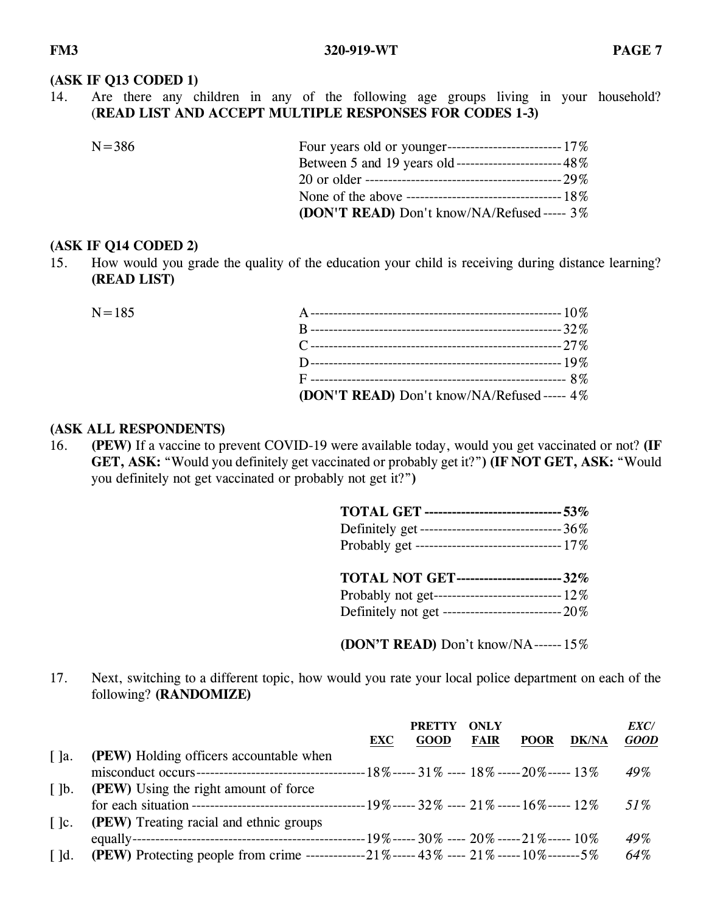**(ASK IF Q13 CODED 1)**

14. Are there any children in any of the following age groups living in your household? (**READ LIST AND ACCEPT MULTIPLE RESPONSES FOR CODES 1-3)**

N=386

| | |
|---|---|
| Four years old or younger | 17% |
| Between 5 and 19 years old | 48% |
| 20 or older | 29% |
| None of the above | 18% |
| **(DON'T READ)** Don't know/NA/Refused | 3% |

**(ASK IF Q14 CODED 2)**

15. How would you grade the quality of the education your child is receiving during distance learning? **(READ LIST)**

N=185

| | |
|---|---|
| A | 10% |
| B | 32% |
| C | 27% |
| D | 19% |
| F | 8% |
| **(DON'T READ)** Don't know/NA/Refused | 4% |

**(ASK ALL RESPONDENTS)**

16. **(PEW)** If a vaccine to prevent COVID-19 were available today, would you get vaccinated or not? **(IF GET, ASK:** "Would you definitely get vaccinated or probably get it?"**) (IF NOT GET, ASK:** "Would you definitely not get vaccinated or probably not get it?"**)**

| | |
|---|---|
| **TOTAL GET** | **53%** |
| Definitely get | 36% |
| Probably get | 17% |
| | |
| **TOTAL NOT GET** | **32%** |
| Probably not get | 12% |
| Definitely not get | 20% |
| | |
| **(DON'T READ)** Don't know/NA | 15% |

17. Next, switching to a different topic, how would you rate your local police department on each of the following? **(RANDOMIZE)**

| | | EXC | PRETTY GOOD | ONLY FAIR | POOR | DK/NA | *EXC/ GOOD* |
|---|---|---|---|---|---|---|---|
| [ ]a. | **(PEW)** Holding officers accountable when misconduct occurs | 18% | 31% | 18% | 20% | 13% | *49%* |
| [ ]b. | **(PEW)** Using the right amount of force for each situation | 19% | 32% | 21% | 16% | 12% | *51%* |
| [ ]c. | **(PEW)** Treating racial and ethnic groups equally | 19% | 30% | 20% | 21% | 10% | *49%* |
| [ ]d. | **(PEW)** Protecting people from crime | 21% | 43% | 21% | 10% | 5% | *64%* |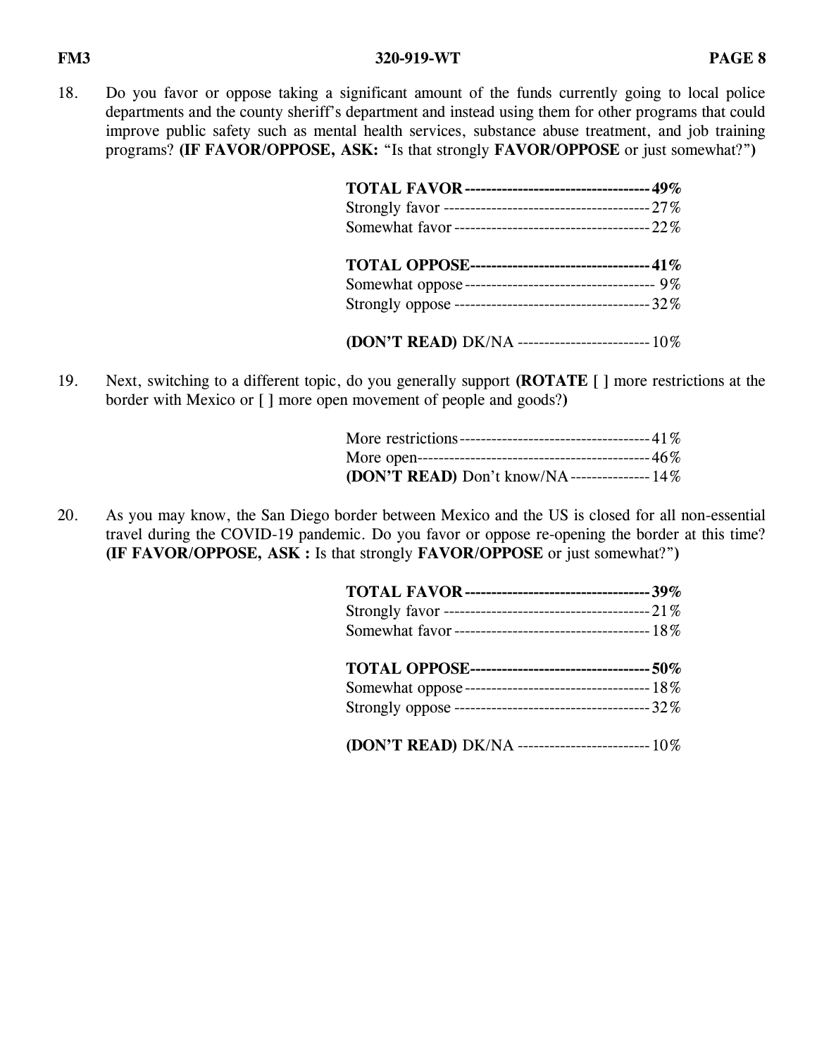18. Do you favor or oppose taking a significant amount of the funds currently going to local police departments and the county sheriff's department and instead using them for other programs that could improve public safety such as mental health services, substance abuse treatment, and job training programs? **(IF FAVOR/OPPOSE, ASK:** "Is that strongly **FAVOR/OPPOSE** or just somewhat?"**)**

| | |
|---|---|
| **TOTAL FAVOR** | **49%** |
| Strongly favor | 27% |
| Somewhat favor | 22% |
| | |
| **TOTAL OPPOSE** | **41%** |
| Somewhat oppose | 9% |
| Strongly oppose | 32% |
| | |
| **(DON'T READ)** DK/NA | 10% |

19. Next, switching to a different topic, do you generally support **(ROTATE [ ]** more restrictions at the border with Mexico or **[ ]** more open movement of people and goods?**)**

| | |
|---|---|
| More restrictions | 41% |
| More open | 46% |
| **(DON'T READ)** Don't know/NA | 14% |

20. As you may know, the San Diego border between Mexico and the US is closed for all non-essential travel during the COVID-19 pandemic. Do you favor or oppose re-opening the border at this time? **(IF FAVOR/OPPOSE, ASK :** Is that strongly **FAVOR/OPPOSE** or just somewhat?"**)**

| | |
|---|---|
| **TOTAL FAVOR** | **39%** |
| Strongly favor | 21% |
| Somewhat favor | 18% |
| | |
| **TOTAL OPPOSE** | **50%** |
| Somewhat oppose | 18% |
| Strongly oppose | 32% |
| | |
| **(DON'T READ)** DK/NA | 10% |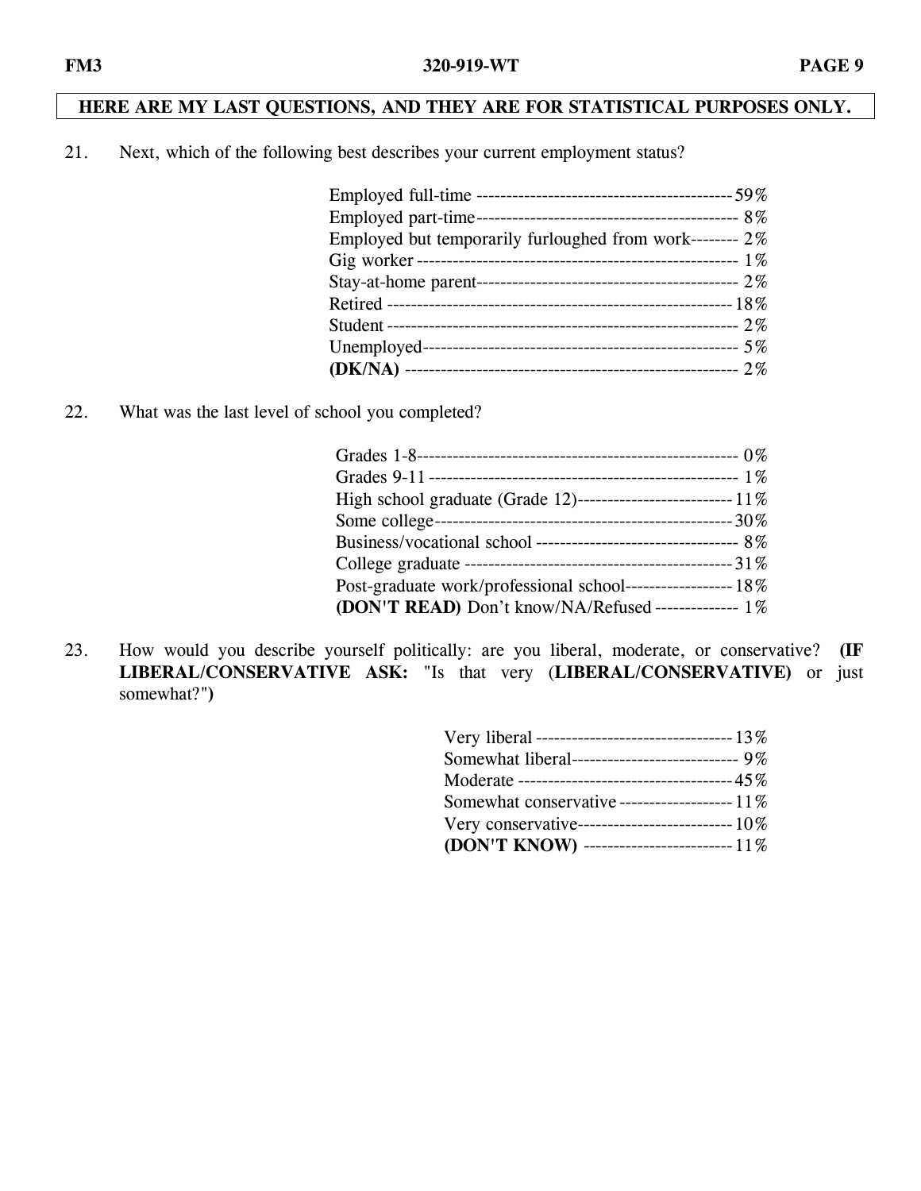**HERE ARE MY LAST QUESTIONS, AND THEY ARE FOR STATISTICAL PURPOSES ONLY.**

21. Next, which of the following best describes your current employment status?

| | |
|---|---|
| Employed full-time | 59% |
| Employed part-time | 8% |
| Employed but temporarily furloughed from work | 2% |
| Gig worker | 1% |
| Stay-at-home parent | 2% |
| Retired | 18% |
| Student | 2% |
| Unemployed | 5% |
| **(DK/NA)** | 2% |

22. What was the last level of school you completed?

| | |
|---|---|
| Grades 1-8 | 0% |
| Grades 9-11 | 1% |
| High school graduate (Grade 12) | 11% |
| Some college | 30% |
| Business/vocational school | 8% |
| College graduate | 31% |
| Post-graduate work/professional school | 18% |
| **(DON'T READ)** Don't know/NA/Refused | 1% |

23. How would you describe yourself politically: are you liberal, moderate, or conservative? **(IF LIBERAL/CONSERVATIVE ASK:** "Is that very (**LIBERAL/CONSERVATIVE)** or just somewhat?"**)**

| | |
|---|---|
| Very liberal | 13% |
| Somewhat liberal | 9% |
| Moderate | 45% |
| Somewhat conservative | 11% |
| Very conservative | 10% |
| **(DON'T KNOW)** | 11% |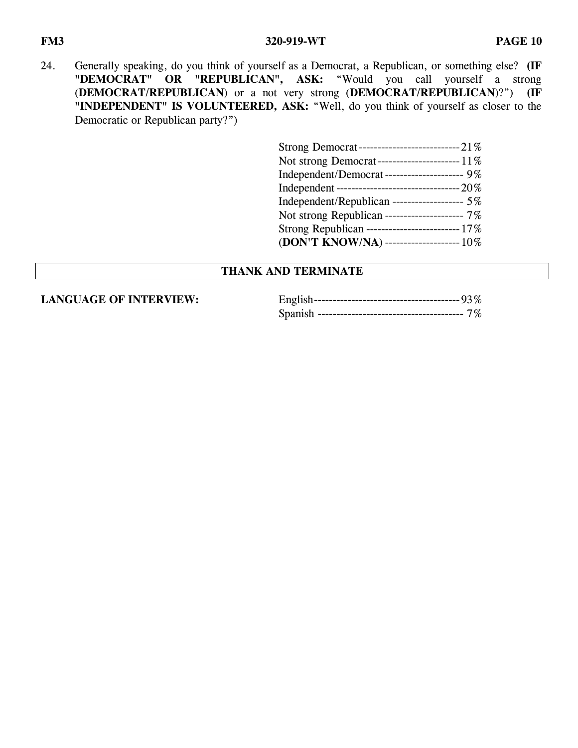24. Generally speaking, do you think of yourself as a Democrat, a Republican, or something else? **(IF "DEMOCRAT" OR "REPUBLICAN", ASK:** "Would you call yourself a strong (**DEMOCRAT/REPUBLICAN**) or a not very strong (**DEMOCRAT/REPUBLICAN**)?") **(IF "INDEPENDENT" IS VOLUNTEERED, ASK:** "Well, do you think of yourself as closer to the Democratic or Republican party?")

| | |
|---|---|
| Strong Democrat | 21% |
| Not strong Democrat | 11% |
| Independent/Democrat | 9% |
| Independent | 20% |
| Independent/Republican | 5% |
| Not strong Republican | 7% |
| Strong Republican | 17% |
| (**DON'T KNOW/NA**) | 10% |

**THANK AND TERMINATE**

**LANGUAGE OF INTERVIEW:**

| | |
|---|---|
| English | 93% |
| Spanish | 7% |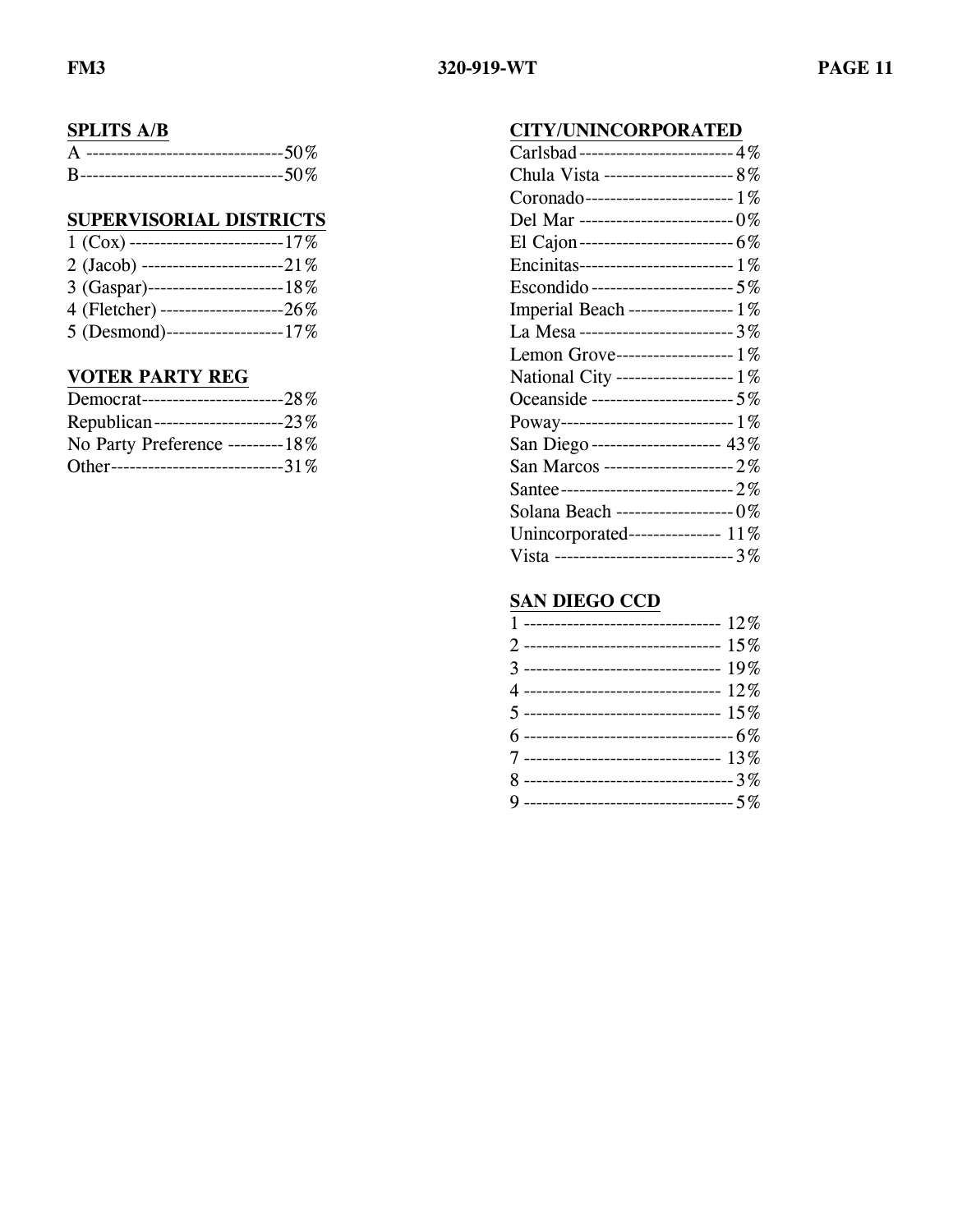**SPLITS A/B**

| | |
|---|---|
| A | 50% |
| B | 50% |

**SUPERVISORIAL DISTRICTS**

| | |
|---|---|
| 1 (Cox) | 17% |
| 2 (Jacob) | 21% |
| 3 (Gaspar) | 18% |
| 4 (Fletcher) | 26% |
| 5 (Desmond) | 17% |

**VOTER PARTY REG**

| | |
|---|---|
| Democrat | 28% |
| Republican | 23% |
| No Party Preference | 18% |
| Other | 31% |

**CITY/UNINCORPORATED**

| | |
|---|---|
| Carlsbad | 4% |
| Chula Vista | 8% |
| Coronado | 1% |
| Del Mar | 0% |
| El Cajon | 6% |
| Encinitas | 1% |
| Escondido | 5% |
| Imperial Beach | 1% |
| La Mesa | 3% |
| Lemon Grove | 1% |
| National City | 1% |
| Oceanside | 5% |
| Poway | 1% |
| San Diego | 43% |
| San Marcos | 2% |
| Santee | 2% |
| Solana Beach | 0% |
| Unincorporated | 11% |
| Vista | 3% |

**SAN DIEGO CCD**

| | |
|---|---|
| 1 | 12% |
| 2 | 15% |
| 3 | 19% |
| 4 | 12% |
| 5 | 15% |
| 6 | 6% |
| 7 | 13% |
| 8 | 3% |
| 9 | 5% |